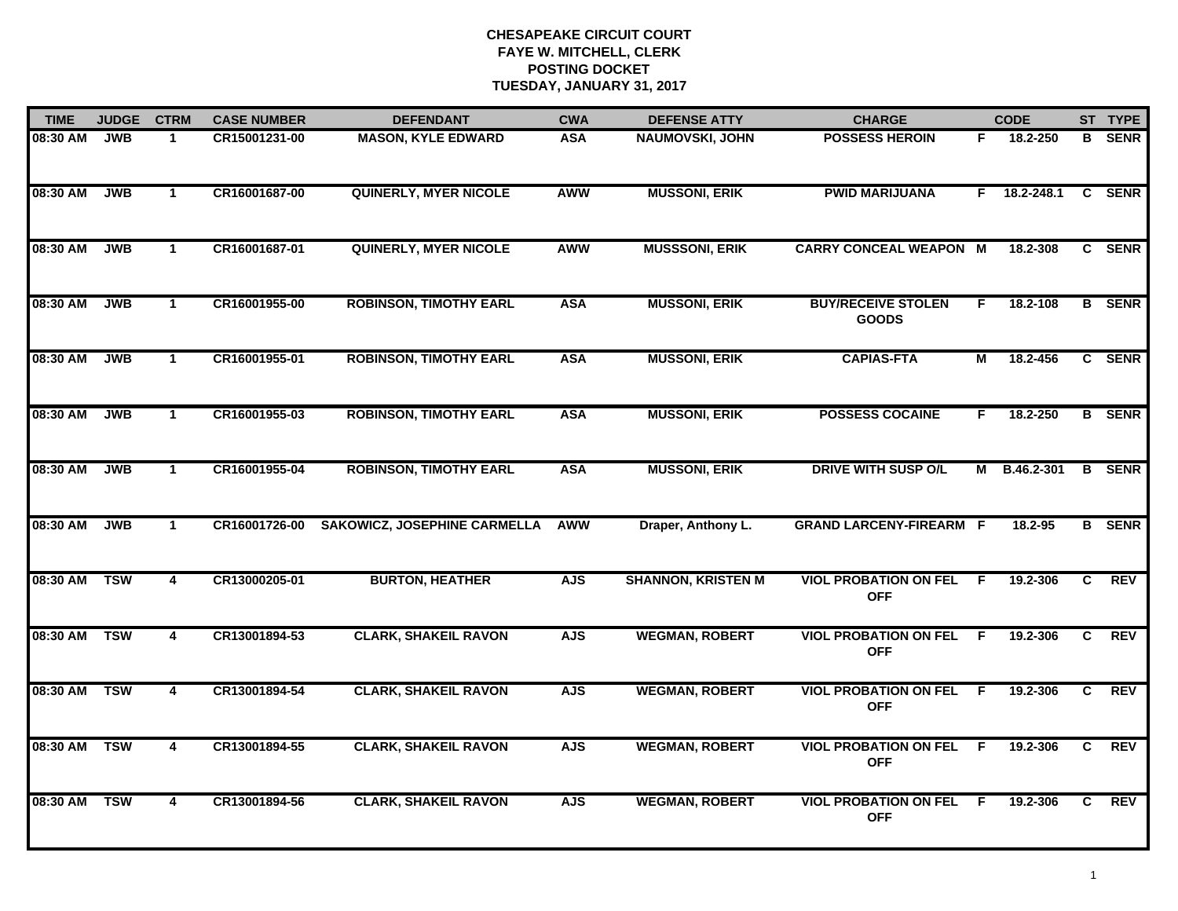**CHESAPEAKE CIRCUIT COURT**
**FAYE W. MITCHELL, CLERK**
**POSTING DOCKET**
**TUESDAY, JANUARY 31, 2017**

| TIME | JUDGE | CTRM | CASE NUMBER | DEFENDANT | CWA | DEFENSE ATTY | CHARGE | | CODE | ST | TYPE |
|---|---|---|---|---|---|---|---|---|---|---|---|
| 08:30 AM | JWB | 1 | CR15001231-00 | MASON, KYLE EDWARD | ASA | NAUMOVSKI, JOHN | POSSESS HEROIN | F | 18.2-250 | B | SENR |
| 08:30 AM | JWB | 1 | CR16001687-00 | QUINERLY, MYER NICOLE | AWW | MUSSONI, ERIK | PWID MARIJUANA | F | 18.2-248.1 | C | SENR |
| 08:30 AM | JWB | 1 | CR16001687-01 | QUINERLY, MYER NICOLE | AWW | MUSSSONI, ERIK | CARRY CONCEAL WEAPON | M | 18.2-308 | C | SENR |
| 08:30 AM | JWB | 1 | CR16001955-00 | ROBINSON, TIMOTHY EARL | ASA | MUSSONI, ERIK | BUY/RECEIVE STOLEN GOODS | F | 18.2-108 | B | SENR |
| 08:30 AM | JWB | 1 | CR16001955-01 | ROBINSON, TIMOTHY EARL | ASA | MUSSONI, ERIK | CAPIAS-FTA | M | 18.2-456 | C | SENR |
| 08:30 AM | JWB | 1 | CR16001955-03 | ROBINSON, TIMOTHY EARL | ASA | MUSSONI, ERIK | POSSESS COCAINE | F | 18.2-250 | B | SENR |
| 08:30 AM | JWB | 1 | CR16001955-04 | ROBINSON, TIMOTHY EARL | ASA | MUSSONI, ERIK | DRIVE WITH SUSP O/L | M | B.46.2-301 | B | SENR |
| 08:30 AM | JWB | 1 | CR16001726-00 | SAKOWICZ, JOSEPHINE CARMELLA | AWW | Draper, Anthony L. | GRAND LARCENY-FIREARM | F | 18.2-95 | B | SENR |
| 08:30 AM | TSW | 4 | CR13000205-01 | BURTON, HEATHER | AJS | SHANNON, KRISTEN M | VIOL PROBATION ON FEL OFF | F | 19.2-306 | C | REV |
| 08:30 AM | TSW | 4 | CR13001894-53 | CLARK, SHAKEIL RAVON | AJS | WEGMAN, ROBERT | VIOL PROBATION ON FEL OFF | F | 19.2-306 | C | REV |
| 08:30 AM | TSW | 4 | CR13001894-54 | CLARK, SHAKEIL RAVON | AJS | WEGMAN, ROBERT | VIOL PROBATION ON FEL OFF | F | 19.2-306 | C | REV |
| 08:30 AM | TSW | 4 | CR13001894-55 | CLARK, SHAKEIL RAVON | AJS | WEGMAN, ROBERT | VIOL PROBATION ON FEL OFF | F | 19.2-306 | C | REV |
| 08:30 AM | TSW | 4 | CR13001894-56 | CLARK, SHAKEIL RAVON | AJS | WEGMAN, ROBERT | VIOL PROBATION ON FEL OFF | F | 19.2-306 | C | REV |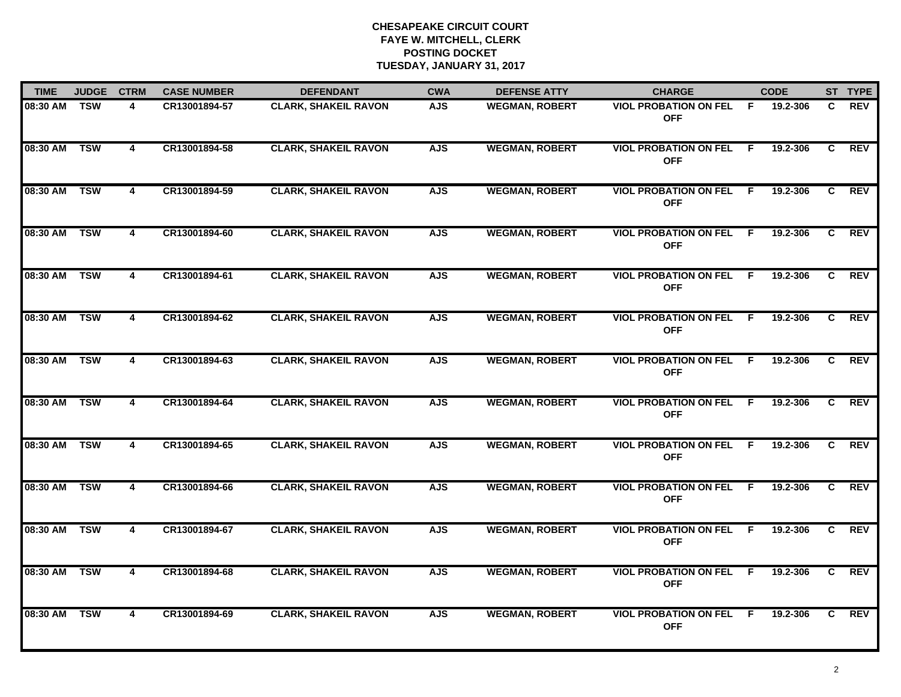**CHESAPEAKE CIRCUIT COURT**
**FAYE W. MITCHELL, CLERK**
**POSTING DOCKET**
**TUESDAY, JANUARY 31, 2017**

| TIME | JUDGE | CTRM | CASE NUMBER | DEFENDANT | CWA | DEFENSE ATTY | CHARGE | | CODE | ST | TYPE |
|---|---|---|---|---|---|---|---|---|---|---|---|
| 08:30 AM | TSW | 4 | CR13001894-57 | CLARK, SHAKEIL RAVON | AJS | WEGMAN, ROBERT | VIOL PROBATION ON FEL OFF | F | 19.2-306 | C | REV |
| 08:30 AM | TSW | 4 | CR13001894-58 | CLARK, SHAKEIL RAVON | AJS | WEGMAN, ROBERT | VIOL PROBATION ON FEL OFF | F | 19.2-306 | C | REV |
| 08:30 AM | TSW | 4 | CR13001894-59 | CLARK, SHAKEIL RAVON | AJS | WEGMAN, ROBERT | VIOL PROBATION ON FEL OFF | F | 19.2-306 | C | REV |
| 08:30 AM | TSW | 4 | CR13001894-60 | CLARK, SHAKEIL RAVON | AJS | WEGMAN, ROBERT | VIOL PROBATION ON FEL OFF | F | 19.2-306 | C | REV |
| 08:30 AM | TSW | 4 | CR13001894-61 | CLARK, SHAKEIL RAVON | AJS | WEGMAN, ROBERT | VIOL PROBATION ON FEL OFF | F | 19.2-306 | C | REV |
| 08:30 AM | TSW | 4 | CR13001894-62 | CLARK, SHAKEIL RAVON | AJS | WEGMAN, ROBERT | VIOL PROBATION ON FEL OFF | F | 19.2-306 | C | REV |
| 08:30 AM | TSW | 4 | CR13001894-63 | CLARK, SHAKEIL RAVON | AJS | WEGMAN, ROBERT | VIOL PROBATION ON FEL OFF | F | 19.2-306 | C | REV |
| 08:30 AM | TSW | 4 | CR13001894-64 | CLARK, SHAKEIL RAVON | AJS | WEGMAN, ROBERT | VIOL PROBATION ON FEL OFF | F | 19.2-306 | C | REV |
| 08:30 AM | TSW | 4 | CR13001894-65 | CLARK, SHAKEIL RAVON | AJS | WEGMAN, ROBERT | VIOL PROBATION ON FEL OFF | F | 19.2-306 | C | REV |
| 08:30 AM | TSW | 4 | CR13001894-66 | CLARK, SHAKEIL RAVON | AJS | WEGMAN, ROBERT | VIOL PROBATION ON FEL OFF | F | 19.2-306 | C | REV |
| 08:30 AM | TSW | 4 | CR13001894-67 | CLARK, SHAKEIL RAVON | AJS | WEGMAN, ROBERT | VIOL PROBATION ON FEL OFF | F | 19.2-306 | C | REV |
| 08:30 AM | TSW | 4 | CR13001894-68 | CLARK, SHAKEIL RAVON | AJS | WEGMAN, ROBERT | VIOL PROBATION ON FEL OFF | F | 19.2-306 | C | REV |
| 08:30 AM | TSW | 4 | CR13001894-69 | CLARK, SHAKEIL RAVON | AJS | WEGMAN, ROBERT | VIOL PROBATION ON FEL OFF | F | 19.2-306 | C | REV |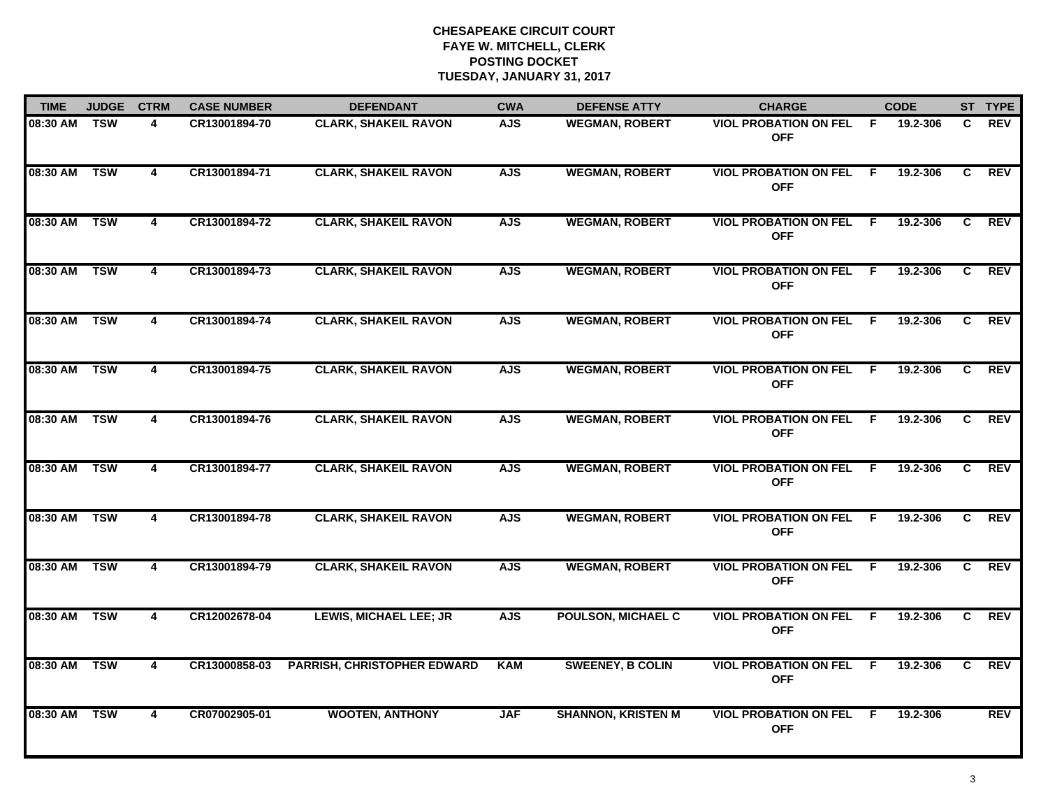# CHESAPEAKE CIRCUIT COURT
## FAYE W. MITCHELL, CLERK
## POSTING DOCKET
## TUESDAY, JANUARY 31, 2017

| TIME | JUDGE | CTRM | CASE NUMBER | DEFENDANT | CWA | DEFENSE ATTY | CHARGE | | CODE | ST | TYPE |
|---|---|---|---|---|---|---|---|---|---|---|---|
| 08:30 AM | TSW | 4 | CR13001894-70 | CLARK, SHAKEIL RAVON | AJS | WEGMAN, ROBERT | VIOL PROBATION ON FEL OFF | F | 19.2-306 | C | REV |
| 08:30 AM | TSW | 4 | CR13001894-71 | CLARK, SHAKEIL RAVON | AJS | WEGMAN, ROBERT | VIOL PROBATION ON FEL OFF | F | 19.2-306 | C | REV |
| 08:30 AM | TSW | 4 | CR13001894-72 | CLARK, SHAKEIL RAVON | AJS | WEGMAN, ROBERT | VIOL PROBATION ON FEL OFF | F | 19.2-306 | C | REV |
| 08:30 AM | TSW | 4 | CR13001894-73 | CLARK, SHAKEIL RAVON | AJS | WEGMAN, ROBERT | VIOL PROBATION ON FEL OFF | F | 19.2-306 | C | REV |
| 08:30 AM | TSW | 4 | CR13001894-74 | CLARK, SHAKEIL RAVON | AJS | WEGMAN, ROBERT | VIOL PROBATION ON FEL OFF | F | 19.2-306 | C | REV |
| 08:30 AM | TSW | 4 | CR13001894-75 | CLARK, SHAKEIL RAVON | AJS | WEGMAN, ROBERT | VIOL PROBATION ON FEL OFF | F | 19.2-306 | C | REV |
| 08:30 AM | TSW | 4 | CR13001894-76 | CLARK, SHAKEIL RAVON | AJS | WEGMAN, ROBERT | VIOL PROBATION ON FEL OFF | F | 19.2-306 | C | REV |
| 08:30 AM | TSW | 4 | CR13001894-77 | CLARK, SHAKEIL RAVON | AJS | WEGMAN, ROBERT | VIOL PROBATION ON FEL OFF | F | 19.2-306 | C | REV |
| 08:30 AM | TSW | 4 | CR13001894-78 | CLARK, SHAKEIL RAVON | AJS | WEGMAN, ROBERT | VIOL PROBATION ON FEL OFF | F | 19.2-306 | C | REV |
| 08:30 AM | TSW | 4 | CR13001894-79 | CLARK, SHAKEIL RAVON | AJS | WEGMAN, ROBERT | VIOL PROBATION ON FEL OFF | F | 19.2-306 | C | REV |
| 08:30 AM | TSW | 4 | CR12002678-04 | LEWIS, MICHAEL LEE; JR | AJS | POULSON, MICHAEL C | VIOL PROBATION ON FEL OFF | F | 19.2-306 | C | REV |
| 08:30 AM | TSW | 4 | CR13000858-03 | PARRISH, CHRISTOPHER EDWARD | KAM | SWEENEY, B COLIN | VIOL PROBATION ON FEL OFF | F | 19.2-306 | C | REV |
| 08:30 AM | TSW | 4 | CR07002905-01 | WOOTEN, ANTHONY | JAF | SHANNON, KRISTEN M | VIOL PROBATION ON FEL OFF | F | 19.2-306 | | REV |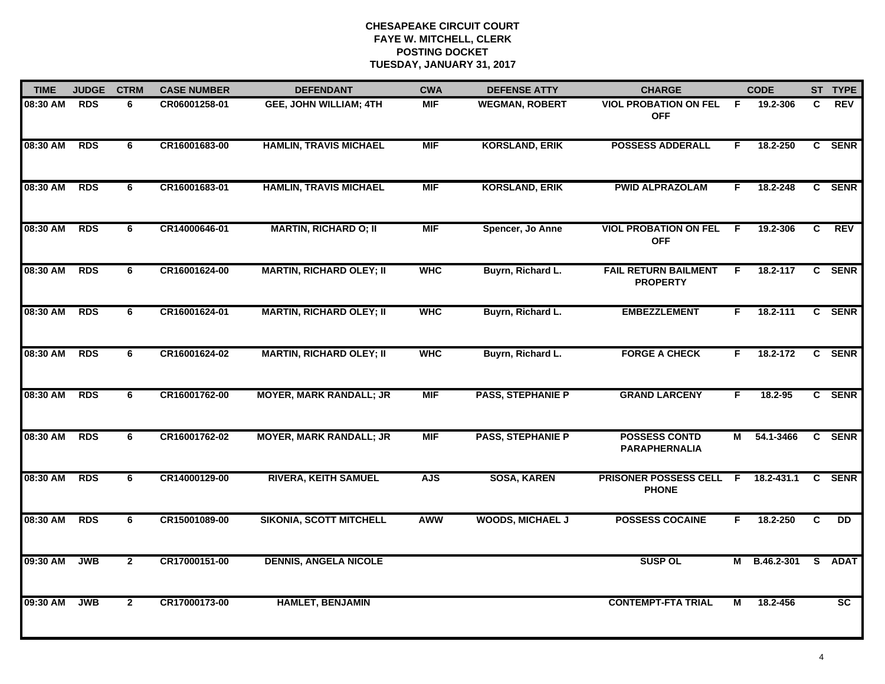**CHESAPEAKE CIRCUIT COURT**
**FAYE W. MITCHELL, CLERK**
**POSTING DOCKET**
**TUESDAY, JANUARY 31, 2017**

| TIME | JUDGE | CTRM | CASE NUMBER | DEFENDANT | CWA | DEFENSE ATTY | CHARGE | | CODE | ST | TYPE |
|---|---|---|---|---|---|---|---|---|---|---|---|
| 08:30 AM | RDS | 6 | CR06001258-01 | GEE, JOHN WILLIAM; 4TH | MIF | WEGMAN, ROBERT | VIOL PROBATION ON FEL OFF | F | 19.2-306 | C | REV |
| 08:30 AM | RDS | 6 | CR16001683-00 | HAMLIN, TRAVIS MICHAEL | MIF | KORSLAND, ERIK | POSSESS ADDERALL | F | 18.2-250 | C | SENR |
| 08:30 AM | RDS | 6 | CR16001683-01 | HAMLIN, TRAVIS MICHAEL | MIF | KORSLAND, ERIK | PWID ALPRAZOLAM | F | 18.2-248 | C | SENR |
| 08:30 AM | RDS | 6 | CR14000646-01 | MARTIN, RICHARD O; II | MIF | Spencer, Jo Anne | VIOL PROBATION ON FEL OFF | F | 19.2-306 | C | REV |
| 08:30 AM | RDS | 6 | CR16001624-00 | MARTIN, RICHARD OLEY; II | WHC | Buyrn, Richard L. | FAIL RETURN BAILMENT PROPERTY | F | 18.2-117 | C | SENR |
| 08:30 AM | RDS | 6 | CR16001624-01 | MARTIN, RICHARD OLEY; II | WHC | Buyrn, Richard L. | EMBEZZLEMENT | F | 18.2-111 | C | SENR |
| 08:30 AM | RDS | 6 | CR16001624-02 | MARTIN, RICHARD OLEY; II | WHC | Buyrn, Richard L. | FORGE A CHECK | F | 18.2-172 | C | SENR |
| 08:30 AM | RDS | 6 | CR16001762-00 | MOYER, MARK RANDALL; JR | MIF | PASS, STEPHANIE P | GRAND LARCENY | F | 18.2-95 | C | SENR |
| 08:30 AM | RDS | 6 | CR16001762-02 | MOYER, MARK RANDALL; JR | MIF | PASS, STEPHANIE P | POSSESS CONTD PARAPHERNALIA | M | 54.1-3466 | C | SENR |
| 08:30 AM | RDS | 6 | CR14000129-00 | RIVERA, KEITH SAMUEL | AJS | SOSA, KAREN | PRISONER POSSESS CELL PHONE | F | 18.2-431.1 | C | SENR |
| 08:30 AM | RDS | 6 | CR15001089-00 | SIKONIA, SCOTT MITCHELL | AWW | WOODS, MICHAEL J | POSSESS COCAINE | F | 18.2-250 | C | DD |
| 09:30 AM | JWB | 2 | CR17000151-00 | DENNIS, ANGELA NICOLE | | | SUSP OL | M | B.46.2-301 | S | ADAT |
| 09:30 AM | JWB | 2 | CR17000173-00 | HAMLET, BENJAMIN | | | CONTEMPT-FTA TRIAL | M | 18.2-456 | | SC |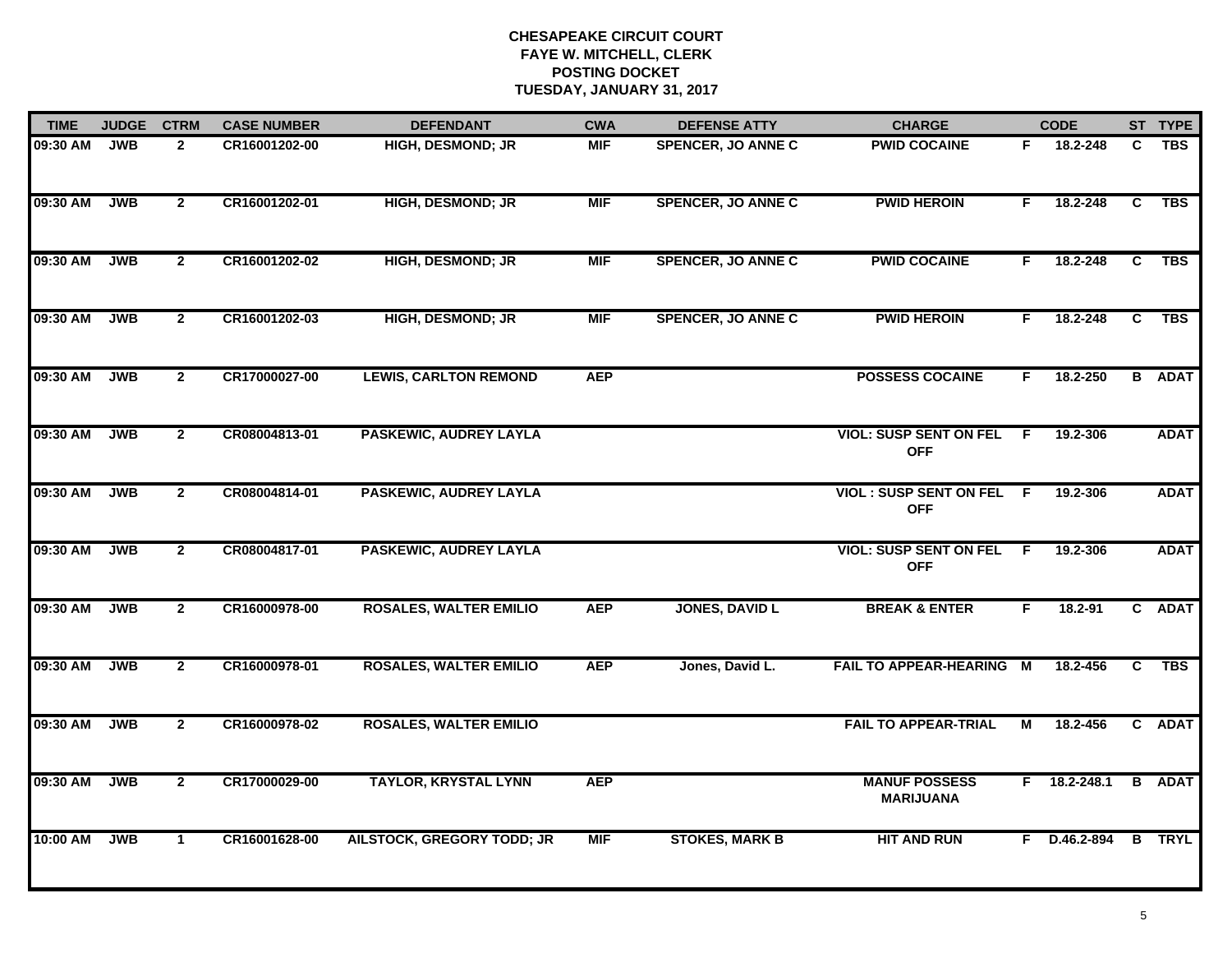# CHESAPEAKE CIRCUIT COURT
## FAYE W. MITCHELL, CLERK
## POSTING DOCKET
## TUESDAY, JANUARY 31, 2017

| TIME | JUDGE | CTRM | CASE NUMBER | DEFENDANT | CWA | DEFENSE ATTY | CHARGE | | CODE | ST | TYPE |
|---|---|---|---|---|---|---|---|---|---|---|---|
| 09:30 AM | JWB | 2 | CR16001202-00 | HIGH, DESMOND; JR | MIF | SPENCER, JO ANNE C | PWID COCAINE | F | 18.2-248 | C | TBS |
| 09:30 AM | JWB | 2 | CR16001202-01 | HIGH, DESMOND; JR | MIF | SPENCER, JO ANNE C | PWID HEROIN | F | 18.2-248 | C | TBS |
| 09:30 AM | JWB | 2 | CR16001202-02 | HIGH, DESMOND; JR | MIF | SPENCER, JO ANNE C | PWID COCAINE | F | 18.2-248 | C | TBS |
| 09:30 AM | JWB | 2 | CR16001202-03 | HIGH, DESMOND; JR | MIF | SPENCER, JO ANNE C | PWID HEROIN | F | 18.2-248 | C | TBS |
| 09:30 AM | JWB | 2 | CR17000027-00 | LEWIS, CARLTON REMOND | AEP | | POSSESS COCAINE | F | 18.2-250 | B | ADAT |
| 09:30 AM | JWB | 2 | CR08004813-01 | PASKEWIC, AUDREY LAYLA | | | VIOL: SUSP SENT ON FEL OFF | F | 19.2-306 | | ADAT |
| 09:30 AM | JWB | 2 | CR08004814-01 | PASKEWIC, AUDREY LAYLA | | | VIOL : SUSP SENT ON FEL OFF | F | 19.2-306 | | ADAT |
| 09:30 AM | JWB | 2 | CR08004817-01 | PASKEWIC, AUDREY LAYLA | | | VIOL: SUSP SENT ON FEL OFF | F | 19.2-306 | | ADAT |
| 09:30 AM | JWB | 2 | CR16000978-00 | ROSALES, WALTER EMILIO | AEP | JONES, DAVID L | BREAK & ENTER | F | 18.2-91 | C | ADAT |
| 09:30 AM | JWB | 2 | CR16000978-01 | ROSALES, WALTER EMILIO | AEP | Jones, David L. | FAIL TO APPEAR-HEARING | M | 18.2-456 | C | TBS |
| 09:30 AM | JWB | 2 | CR16000978-02 | ROSALES, WALTER EMILIO | | | FAIL TO APPEAR-TRIAL | M | 18.2-456 | C | ADAT |
| 09:30 AM | JWB | 2 | CR17000029-00 | TAYLOR, KRYSTAL LYNN | AEP | | MANUF POSSESS MARIJUANA | F | 18.2-248.1 | B | ADAT |
| 10:00 AM | JWB | 1 | CR16001628-00 | AILSTOCK, GREGORY TODD; JR | MIF | STOKES, MARK B | HIT AND RUN | F | D.46.2-894 | B | TRYL |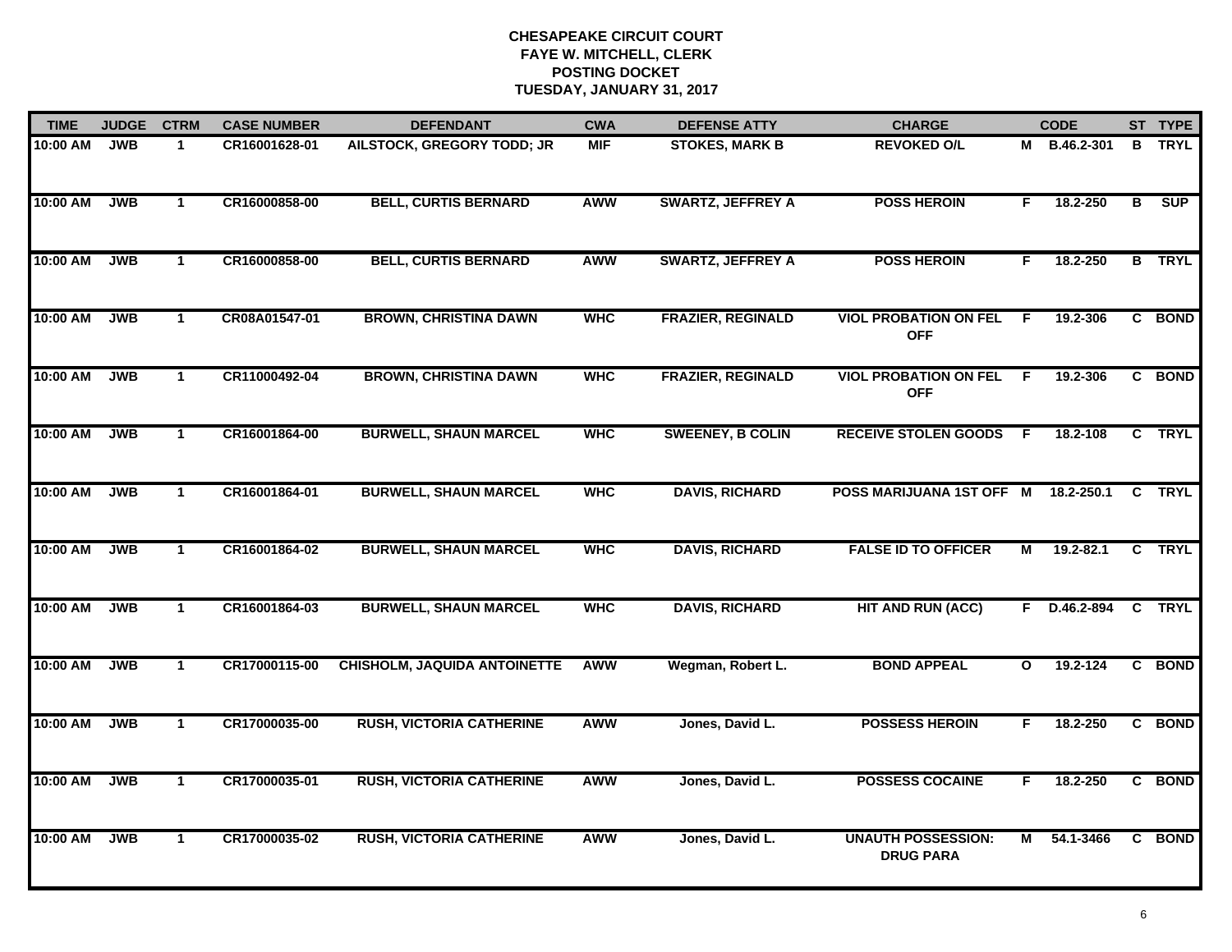# CHESAPEAKE CIRCUIT COURT
## FAYE W. MITCHELL, CLERK
## POSTING DOCKET
## TUESDAY, JANUARY 31, 2017

| TIME | JUDGE | CTRM | CASE NUMBER | DEFENDANT | CWA | DEFENSE ATTY | CHARGE | | CODE | ST | TYPE |
|---|---|---|---|---|---|---|---|---|---|---|---|
| 10:00 AM | JWB | 1 | CR16001628-01 | AILSTOCK, GREGORY TODD; JR | MIF | STOKES, MARK B | REVOKED O/L | M | B.46.2-301 | B | TRYL |
| 10:00 AM | JWB | 1 | CR16000858-00 | BELL, CURTIS BERNARD | AWW | SWARTZ, JEFFREY A | POSS HEROIN | F | 18.2-250 | B | SUP |
| 10:00 AM | JWB | 1 | CR16000858-00 | BELL, CURTIS BERNARD | AWW | SWARTZ, JEFFREY A | POSS HEROIN | F | 18.2-250 | B | TRYL |
| 10:00 AM | JWB | 1 | CR08A01547-01 | BROWN, CHRISTINA DAWN | WHC | FRAZIER, REGINALD | VIOL PROBATION ON FEL OFF | F | 19.2-306 | C | BOND |
| 10:00 AM | JWB | 1 | CR11000492-04 | BROWN, CHRISTINA DAWN | WHC | FRAZIER, REGINALD | VIOL PROBATION ON FEL OFF | F | 19.2-306 | C | BOND |
| 10:00 AM | JWB | 1 | CR16001864-00 | BURWELL, SHAUN MARCEL | WHC | SWEENEY, B COLIN | RECEIVE STOLEN GOODS | F | 18.2-108 | C | TRYL |
| 10:00 AM | JWB | 1 | CR16001864-01 | BURWELL, SHAUN MARCEL | WHC | DAVIS, RICHARD | POSS MARIJUANA 1ST OFF | M | 18.2-250.1 | C | TRYL |
| 10:00 AM | JWB | 1 | CR16001864-02 | BURWELL, SHAUN MARCEL | WHC | DAVIS, RICHARD | FALSE ID TO OFFICER | M | 19.2-82.1 | C | TRYL |
| 10:00 AM | JWB | 1 | CR16001864-03 | BURWELL, SHAUN MARCEL | WHC | DAVIS, RICHARD | HIT AND RUN (ACC) | F | D.46.2-894 | C | TRYL |
| 10:00 AM | JWB | 1 | CR17000115-00 | CHISHOLM, JAQUIDA ANTOINETTE | AWW | Wegman, Robert L. | BOND APPEAL | O | 19.2-124 | C | BOND |
| 10:00 AM | JWB | 1 | CR17000035-00 | RUSH, VICTORIA CATHERINE | AWW | Jones, David L. | POSSESS HEROIN | F | 18.2-250 | C | BOND |
| 10:00 AM | JWB | 1 | CR17000035-01 | RUSH, VICTORIA CATHERINE | AWW | Jones, David L. | POSSESS COCAINE | F | 18.2-250 | C | BOND |
| 10:00 AM | JWB | 1 | CR17000035-02 | RUSH, VICTORIA CATHERINE | AWW | Jones, David L. | UNAUTH POSSESSION: DRUG PARA | M | 54.1-3466 | C | BOND |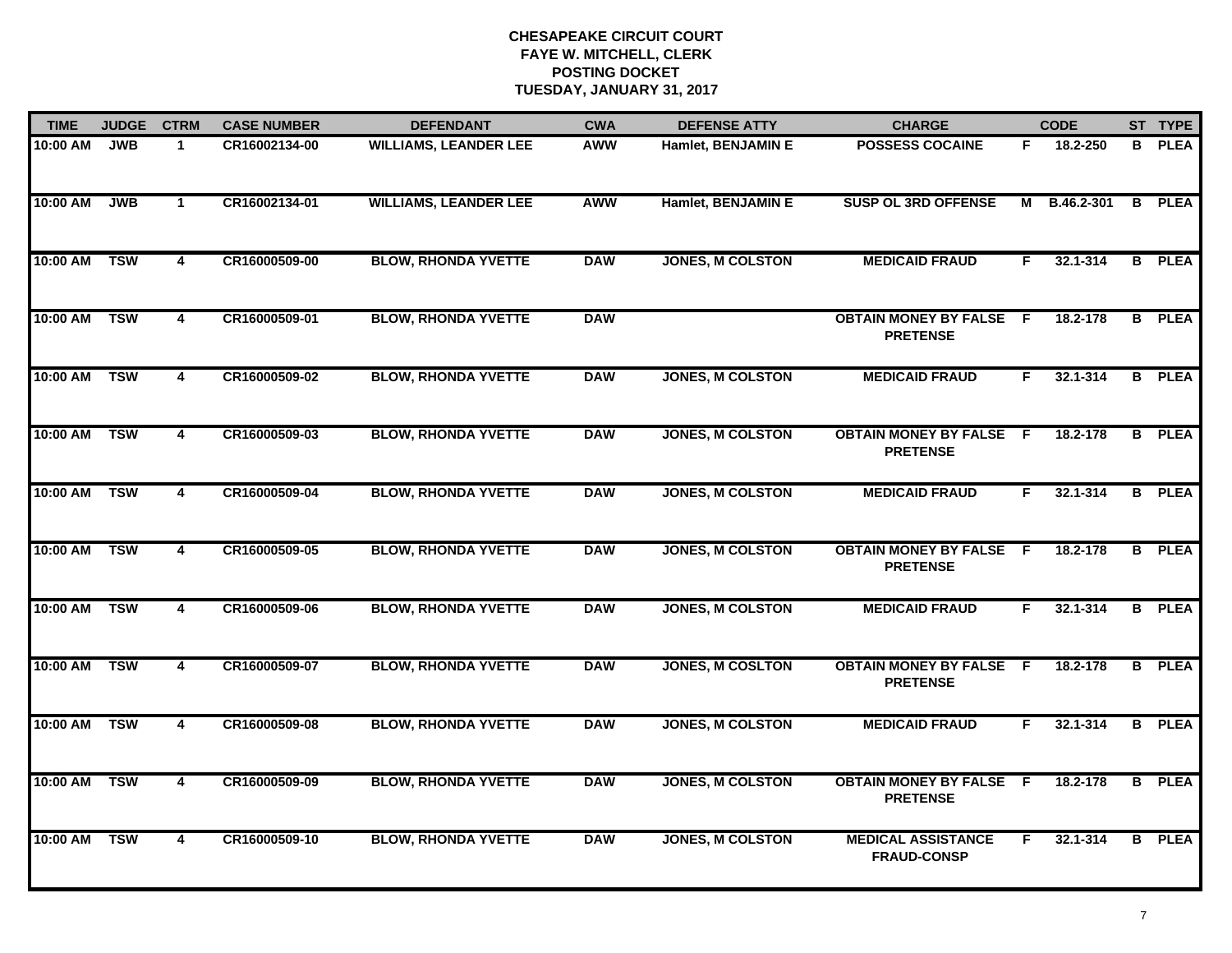**CHESAPEAKE CIRCUIT COURT**
**FAYE W. MITCHELL, CLERK**
**POSTING DOCKET**
**TUESDAY, JANUARY 31, 2017**

| TIME | JUDGE | CTRM | CASE NUMBER | DEFENDANT | CWA | DEFENSE ATTY | CHARGE | | CODE | ST | TYPE |
|---|---|---|---|---|---|---|---|---|---|---|---|
| 10:00 AM | JWB | 1 | CR16002134-00 | WILLIAMS, LEANDER LEE | AWW | Hamlet, BENJAMIN E | POSSESS COCAINE | F | 18.2-250 | B | PLEA |
| 10:00 AM | JWB | 1 | CR16002134-01 | WILLIAMS, LEANDER LEE | AWW | Hamlet, BENJAMIN E | SUSP OL 3RD OFFENSE | M | B.46.2-301 | B | PLEA |
| 10:00 AM | TSW | 4 | CR16000509-00 | BLOW, RHONDA YVETTE | DAW | JONES, M COLSTON | MEDICAID FRAUD | F | 32.1-314 | B | PLEA |
| 10:00 AM | TSW | 4 | CR16000509-01 | BLOW, RHONDA YVETTE | DAW | | OBTAIN MONEY BY FALSE PRETENSE | F | 18.2-178 | B | PLEA |
| 10:00 AM | TSW | 4 | CR16000509-02 | BLOW, RHONDA YVETTE | DAW | JONES, M COLSTON | MEDICAID FRAUD | F | 32.1-314 | B | PLEA |
| 10:00 AM | TSW | 4 | CR16000509-03 | BLOW, RHONDA YVETTE | DAW | JONES, M COLSTON | OBTAIN MONEY BY FALSE PRETENSE | F | 18.2-178 | B | PLEA |
| 10:00 AM | TSW | 4 | CR16000509-04 | BLOW, RHONDA YVETTE | DAW | JONES, M COLSTON | MEDICAID FRAUD | F | 32.1-314 | B | PLEA |
| 10:00 AM | TSW | 4 | CR16000509-05 | BLOW, RHONDA YVETTE | DAW | JONES, M COLSTON | OBTAIN MONEY BY FALSE PRETENSE | F | 18.2-178 | B | PLEA |
| 10:00 AM | TSW | 4 | CR16000509-06 | BLOW, RHONDA YVETTE | DAW | JONES, M COLSTON | MEDICAID FRAUD | F | 32.1-314 | B | PLEA |
| 10:00 AM | TSW | 4 | CR16000509-07 | BLOW, RHONDA YVETTE | DAW | JONES, M COSLTON | OBTAIN MONEY BY FALSE PRETENSE | F | 18.2-178 | B | PLEA |
| 10:00 AM | TSW | 4 | CR16000509-08 | BLOW, RHONDA YVETTE | DAW | JONES, M COLSTON | MEDICAID FRAUD | F | 32.1-314 | B | PLEA |
| 10:00 AM | TSW | 4 | CR16000509-09 | BLOW, RHONDA YVETTE | DAW | JONES, M COLSTON | OBTAIN MONEY BY FALSE PRETENSE | F | 18.2-178 | B | PLEA |
| 10:00 AM | TSW | 4 | CR16000509-10 | BLOW, RHONDA YVETTE | DAW | JONES, M COLSTON | MEDICAL ASSISTANCE FRAUD-CONSP | F | 32.1-314 | B | PLEA |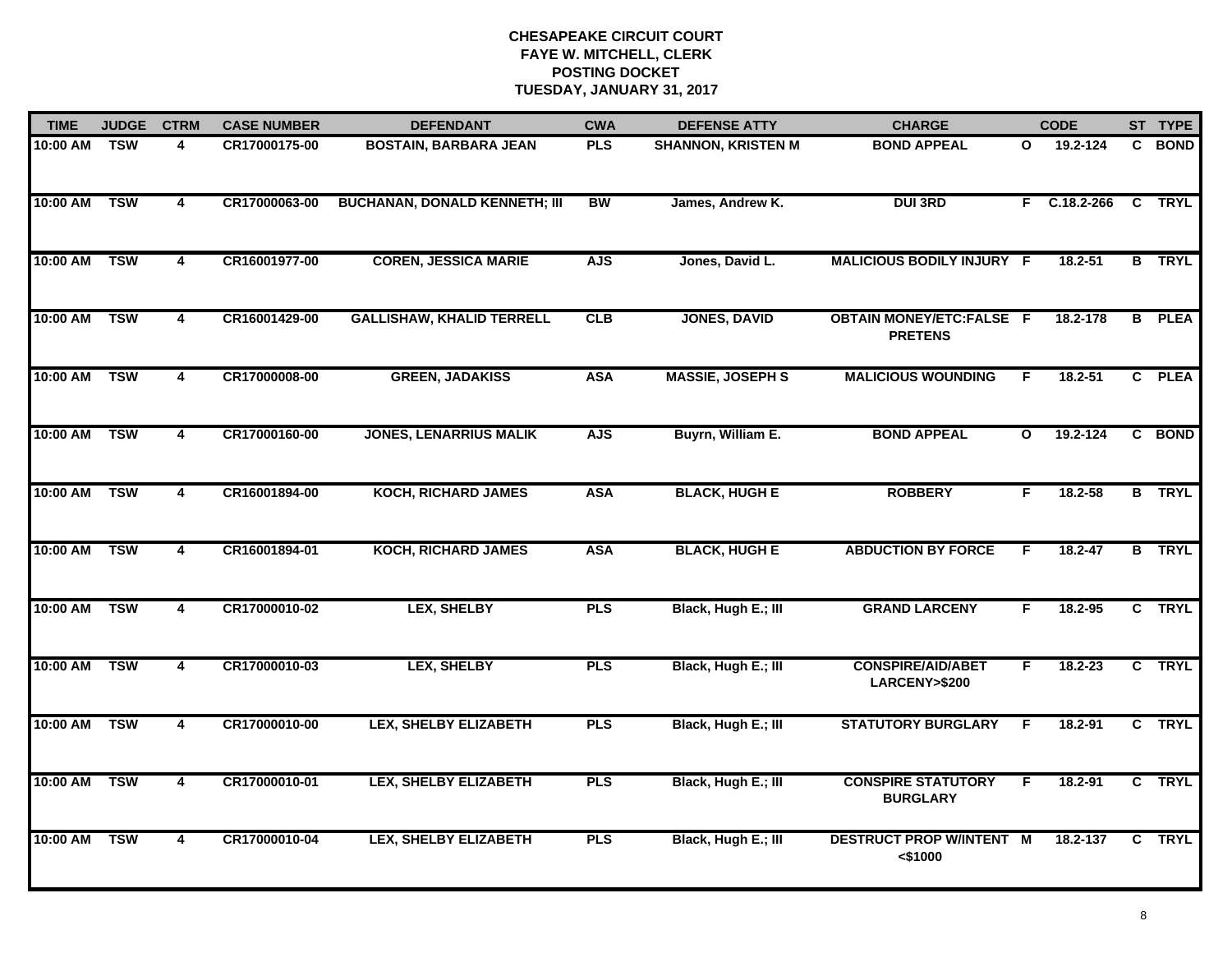# CHESAPEAKE CIRCUIT COURT
## FAYE W. MITCHELL, CLERK
## POSTING DOCKET
## TUESDAY, JANUARY 31, 2017

| TIME | JUDGE | CTRM | CASE NUMBER | DEFENDANT | CWA | DEFENSE ATTY | CHARGE | | CODE | ST | TYPE |
|---|---|---|---|---|---|---|---|---|---|---|---|
| 10:00 AM | TSW | 4 | CR17000175-00 | BOSTAIN, BARBARA JEAN | PLS | SHANNON, KRISTEN M | BOND APPEAL | O | 19.2-124 | C | BOND |
| 10:00 AM | TSW | 4 | CR17000063-00 | BUCHANAN, DONALD KENNETH; III | BW | James, Andrew K. | DUI 3RD | F | C.18.2-266 | C | TRYL |
| 10:00 AM | TSW | 4 | CR16001977-00 | COREN, JESSICA MARIE | AJS | Jones, David L. | MALICIOUS BODILY INJURY | F | 18.2-51 | B | TRYL |
| 10:00 AM | TSW | 4 | CR16001429-00 | GALLISHAW, KHALID TERRELL | CLB | JONES, DAVID | OBTAIN MONEY/ETC:FALSE PRETENS | F | 18.2-178 | B | PLEA |
| 10:00 AM | TSW | 4 | CR17000008-00 | GREEN, JADAKISS | ASA | MASSIE, JOSEPH S | MALICIOUS WOUNDING | F | 18.2-51 | C | PLEA |
| 10:00 AM | TSW | 4 | CR17000160-00 | JONES, LENARRIUS MALIK | AJS | Buyrn, William E. | BOND APPEAL | O | 19.2-124 | C | BOND |
| 10:00 AM | TSW | 4 | CR16001894-00 | KOCH, RICHARD JAMES | ASA | BLACK, HUGH E | ROBBERY | F | 18.2-58 | B | TRYL |
| 10:00 AM | TSW | 4 | CR16001894-01 | KOCH, RICHARD JAMES | ASA | BLACK, HUGH E | ABDUCTION BY FORCE | F | 18.2-47 | B | TRYL |
| 10:00 AM | TSW | 4 | CR17000010-02 | LEX, SHELBY | PLS | Black, Hugh E.; III | GRAND LARCENY | F | 18.2-95 | C | TRYL |
| 10:00 AM | TSW | 4 | CR17000010-03 | LEX, SHELBY | PLS | Black, Hugh E.; III | CONSPIRE/AID/ABET LARCENY>$200 | F | 18.2-23 | C | TRYL |
| 10:00 AM | TSW | 4 | CR17000010-00 | LEX, SHELBY ELIZABETH | PLS | Black, Hugh E.; III | STATUTORY BURGLARY | F | 18.2-91 | C | TRYL |
| 10:00 AM | TSW | 4 | CR17000010-01 | LEX, SHELBY ELIZABETH | PLS | Black, Hugh E.; III | CONSPIRE STATUTORY BURGLARY | F | 18.2-91 | C | TRYL |
| 10:00 AM | TSW | 4 | CR17000010-04 | LEX, SHELBY ELIZABETH | PLS | Black, Hugh E.; III | DESTRUCT PROP W/INTENT <$1000 | M | 18.2-137 | C | TRYL |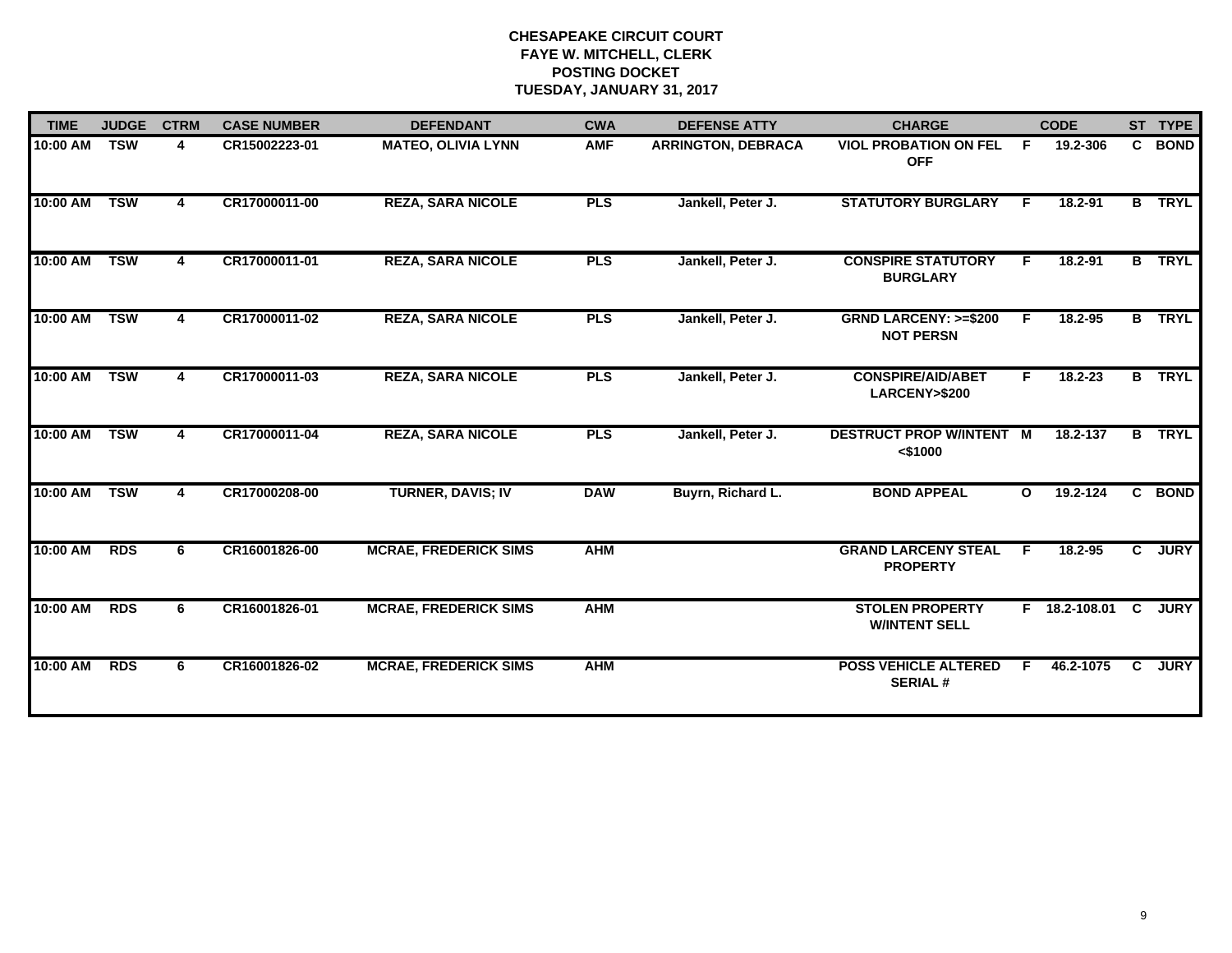**CHESAPEAKE CIRCUIT COURT**
**FAYE W. MITCHELL, CLERK**
**POSTING DOCKET**
**TUESDAY, JANUARY 31, 2017**

| TIME | JUDGE | CTRM | CASE NUMBER | DEFENDANT | CWA | DEFENSE ATTY | CHARGE | | CODE | ST | TYPE |
|---|---|---|---|---|---|---|---|---|---|---|---|
| 10:00 AM | TSW | 4 | CR15002223-01 | MATEO, OLIVIA LYNN | AMF | ARRINGTON, DEBRACA | VIOL PROBATION ON FEL OFF | F | 19.2-306 | C | BOND |
| 10:00 AM | TSW | 4 | CR17000011-00 | REZA, SARA NICOLE | PLS | Jankell, Peter J. | STATUTORY BURGLARY | F | 18.2-91 | B | TRYL |
| 10:00 AM | TSW | 4 | CR17000011-01 | REZA, SARA NICOLE | PLS | Jankell, Peter J. | CONSPIRE STATUTORY BURGLARY | F | 18.2-91 | B | TRYL |
| 10:00 AM | TSW | 4 | CR17000011-02 | REZA, SARA NICOLE | PLS | Jankell, Peter J. | GRND LARCENY: >=$200 NOT PERSN | F | 18.2-95 | B | TRYL |
| 10:00 AM | TSW | 4 | CR17000011-03 | REZA, SARA NICOLE | PLS | Jankell, Peter J. | CONSPIRE/AID/ABET LARCENY>$200 | F | 18.2-23 | B | TRYL |
| 10:00 AM | TSW | 4 | CR17000011-04 | REZA, SARA NICOLE | PLS | Jankell, Peter J. | DESTRUCT PROP W/INTENT <$1000 | M | 18.2-137 | B | TRYL |
| 10:00 AM | TSW | 4 | CR17000208-00 | TURNER, DAVIS; IV | DAW | Buyrn, Richard L. | BOND APPEAL | O | 19.2-124 | C | BOND |
| 10:00 AM | RDS | 6 | CR16001826-00 | MCRAE, FREDERICK SIMS | AHM | | GRAND LARCENY STEAL PROPERTY | F | 18.2-95 | C | JURY |
| 10:00 AM | RDS | 6 | CR16001826-01 | MCRAE, FREDERICK SIMS | AHM | | STOLEN PROPERTY W/INTENT SELL | F | 18.2-108.01 | C | JURY |
| 10:00 AM | RDS | 6 | CR16001826-02 | MCRAE, FREDERICK SIMS | AHM | | POSS VEHICLE ALTERED SERIAL # | F | 46.2-1075 | C | JURY |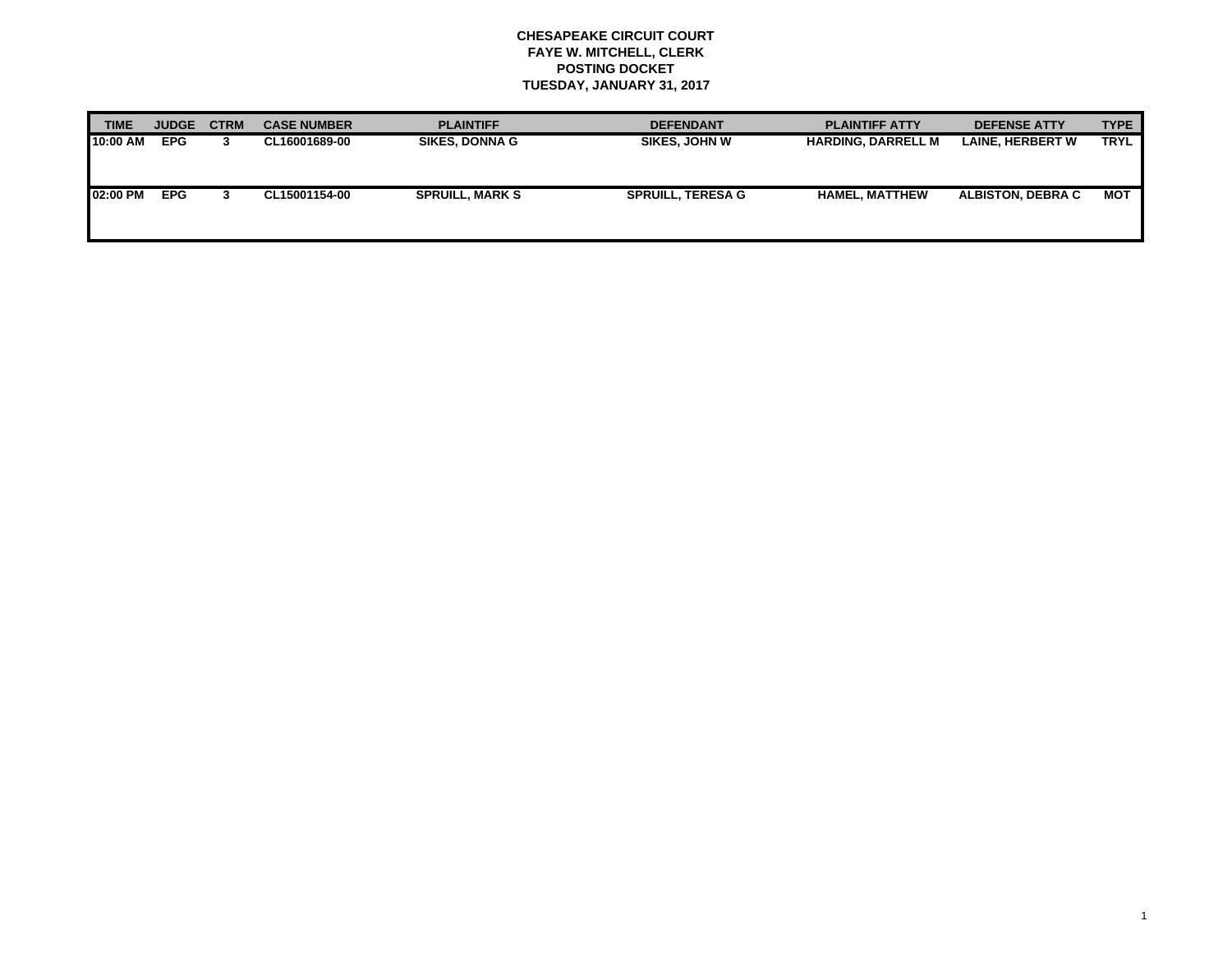**CHESAPEAKE CIRCUIT COURT**
**FAYE W. MITCHELL, CLERK**
**POSTING DOCKET**
**TUESDAY, JANUARY 31, 2017**

| TIME | JUDGE | CTRM | CASE NUMBER | PLAINTIFF | DEFENDANT | PLAINTIFF ATTY | DEFENSE ATTY | TYPE |
|---|---|---|---|---|---|---|---|---|
| 10:00 AM | EPG | 3 | CL16001689-00 | SIKES, DONNA G | SIKES, JOHN W | HARDING, DARRELL M | LAINE, HERBERT W | TRYL |
| 02:00 PM | EPG | 3 | CL15001154-00 | SPRUILL, MARK S | SPRUILL, TERESA G | HAMEL, MATTHEW | ALBISTON, DEBRA C | MOT |